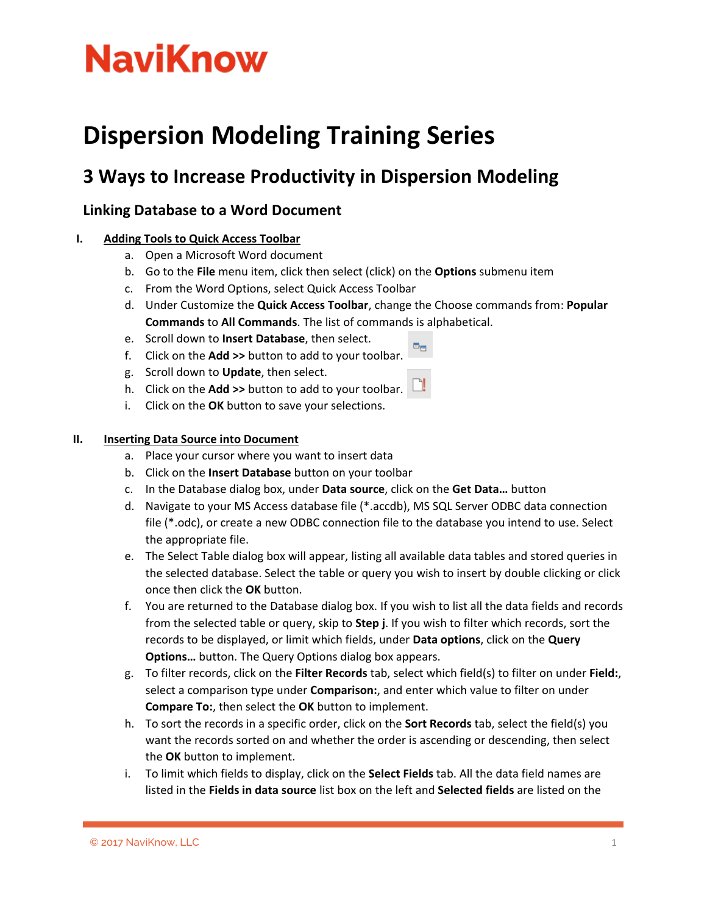# NaviKnow

# Dispersion Modeling Training Series

## 3 Ways to Increase Productivity in Dispersion Modeling

### Linking Database to a Word Document

I. **Adding Tools to Quick Access Toolbar**
   a. Open a Microsoft Word document
   b. Go to the **File** menu item, click then select (click) on the **Options** submenu item
   c. From the Word Options, select Quick Access Toolbar
   d. Under Customize the **Quick Access Toolbar**, change the Choose commands from: **Popular Commands** to **All Commands**. The list of commands is alphabetical.
   e. Scroll down to **Insert Database**, then select.
   f. Click on the **Add >>** button to add to your toolbar.
   g. Scroll down to **Update**, then select.
   h. Click on the **Add >>** button to add to your toolbar.
   i. Click on the **OK** button to save your selections.

II. **Inserting Data Source into Document**
   a. Place your cursor where you want to insert data
   b. Click on the **Insert Database** button on your toolbar
   c. In the Database dialog box, under **Data source**, click on the **Get Data…** button
   d. Navigate to your MS Access database file (*.accdb), MS SQL Server ODBC data connection file (*.odc), or create a new ODBC connection file to the database you intend to use. Select the appropriate file.
   e. The Select Table dialog box will appear, listing all available data tables and stored queries in the selected database. Select the table or query you wish to insert by double clicking or click once then click the **OK** button.
   f. You are returned to the Database dialog box. If you wish to list all the data fields and records from the selected table or query, skip to **Step j**. If you wish to filter which records, sort the records to be displayed, or limit which fields, under **Data options**, click on the **Query Options…** button. The Query Options dialog box appears.
   g. To filter records, click on the **Filter Records** tab, select which field(s) to filter on under **Field:**, select a comparison type under **Comparison:**, and enter which value to filter on under **Compare To:**, then select the **OK** button to implement.
   h. To sort the records in a specific order, click on the **Sort Records** tab, select the field(s) you want the records sorted on and whether the order is ascending or descending, then select the **OK** button to implement.
   i. To limit which fields to display, click on the **Select Fields** tab. All the data field names are listed in the **Fields in data source** list box on the left and **Selected fields** are listed on the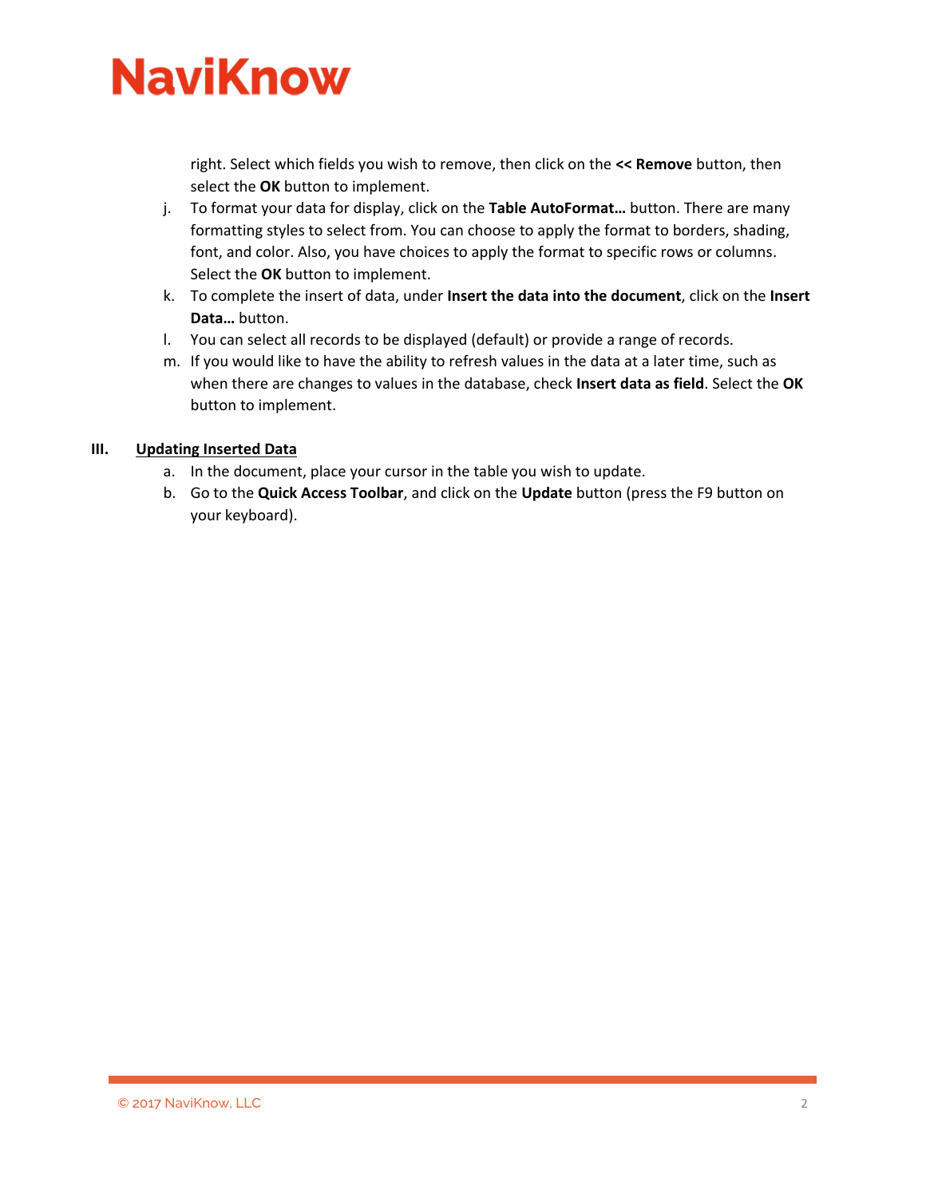right. Select which fields you wish to remove, then click on the **<< Remove** button, then select the **OK** button to implement.

j. To format your data for display, click on the **Table AutoFormat…** button. There are many formatting styles to select from. You can choose to apply the format to borders, shading, font, and color. Also, you have choices to apply the format to specific rows or columns. Select the **OK** button to implement.
k. To complete the insert of data, under **Insert the data into the document**, click on the **Insert Data…** button.
l. You can select all records to be displayed (default) or provide a range of records.
m. If you would like to have the ability to refresh values in the data at a later time, such as when there are changes to values in the database, check **Insert data as field**. Select the **OK** button to implement.

## III. Updating Inserted Data

a. In the document, place your cursor in the table you wish to update.
b. Go to the **Quick Access Toolbar**, and click on the **Update** button (press the F9 button on your keyboard).